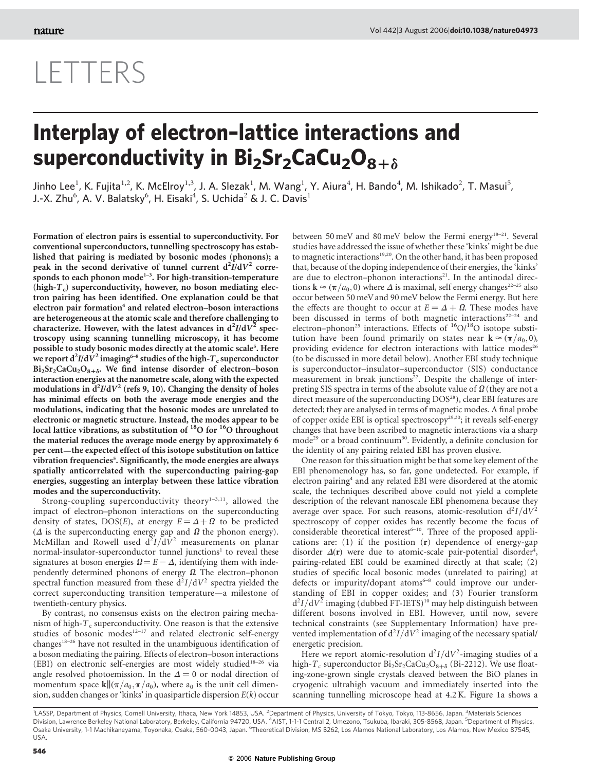# LETTERS

# Interplay of electron–lattice interactions and superconductivity in $Bi_2Sr_2CaCu_2O_{8+\delta}$

Jinho Lee[1], K. Fujita[1,2], K. McElroy[1,3], J. A. Slezak[1], M. Wang[1], Y. Aiura[4], H. Bando[4], M. Ishikado[2], T. Masui[5], J.-X. Zhu[6], A. V. Balatsky[6], H. Eisaki[4], S. Uchida[2] & J. C. Davis[1]

**Formation of electron pairs is essential to superconductivity. For conventional superconductors, tunnelling spectroscopy has established that pairing is mediated by bosonic modes (phonons); a peak in the second derivative of tunnel current $d^2I/dV^2$ corresponds to each phonon mode[1–3]. For high-transition-temperature (high-$T_c$) superconductivity, however, no boson mediating electron pairing has been identified. One explanation could be that electron pair formation[4] and related electron–boson interactions are heterogeneous at the atomic scale and therefore challenging to characterize. However, with the latest advances in $d^2I/dV^2$ spectroscopy using scanning tunnelling microscopy, it has become possible to study bosonic modes directly at the atomic scale[5]. Here we report $d^2I/dV^2$ imaging[6–8] studies of the high-$T_c$ superconductor $Bi_2Sr_2CaCu_2O_{8+\delta}$. We find intense disorder of electron–boson interaction energies at the nanometre scale, along with the expected modulations in $d^2I/dV^2$ (refs 9, 10). Changing the density of holes has minimal effects on both the average mode energies and the modulations, indicating that the bosonic modes are unrelated to electronic or magnetic structure. Instead, the modes appear to be local lattice vibrations, as substitution of $^{18}O$ for $^{16}O$ throughout the material reduces the average mode energy by approximately 6 per cent—the expected effect of this isotope substitution on lattice vibration frequencies[5]. Significantly, the mode energies are always spatially anticorrelated with the superconducting pairing-gap energies, suggesting an interplay between these lattice vibration modes and the superconductivity.**

Strong-coupling superconductivity theory[1–3,11], allowed the impact of electron–phonon interactions on the superconducting density of states, DOS($E$), at energy $E = \Delta + \Omega$ to be predicted ($\Delta$ is the superconducting energy gap and $\Omega$ the phonon energy). McMillan and Rowell used $d^2I/dV^2$ measurements on planar normal-insulator-superconductor tunnel junctions[1] to reveal these signatures at boson energies $\Omega = E - \Delta$, identifying them with independently determined phonons of energy $\Omega$. The electron–phonon spectral function measured from these $d^2I/dV^2$ spectra yielded the correct superconducting transition temperature—a milestone of twentieth-century physics.

By contrast, no consensus exists on the electron pairing mechanism of high-$T_c$ superconductivity. One reason is that the extensive studies of bosonic modes[12–17] and related electronic self-energy changes[18–26] have not resulted in the unambiguous identification of a boson mediating the pairing. Effects of electron–boson interactions (EBI) on electronic self-energies are most widely studied[18–26] via angle resolved photoemission. In the $\Delta = 0$ or nodal direction of momentum space $\mathbf{k}\|(\pi/a_0, \pi/a_0)$, where $a_0$ is the unit cell dimension, sudden changes or 'kinks' in quasiparticle dispersion $E(k)$ occur between 50 meV and 80 meV below the Fermi energy[18–21]. Several studies have addressed the issue of whether these 'kinks' might be due to magnetic interactions[19,20]. On the other hand, it has been proposed that, because of the doping independence of their energies, the 'kinks' are due to electron–phonon interactions[21]. In the antinodal directions $\mathbf{k} \approx (\pi/a_0, 0)$ where $\Delta$ is maximal, self energy changes[22–25] also occur between 50 meV and 90 meV below the Fermi energy. But here the effects are thought to occur at $E = \Delta + \Omega$. These modes have been discussed in terms of both magnetic interactions[22–24] and electron–phonon[25] interactions. Effects of $^{16}O/^{18}O$ isotope substitution have been found primarily on states near $\mathbf{k} \approx (\pi/a_0, 0)$, providing evidence for electron interactions with lattice modes[26] (to be discussed in more detail below). Another EBI study technique is superconductor–insulator–superconductor (SIS) conductance measurement in break junctions[27]. Despite the challenge of interpreting SIS spectra in terms of the absolute value of $\Omega$ (they are not a direct measure of the superconducting DOS[28]), clear EBI features are detected; they are analysed in terms of magnetic modes. A final probe of copper oxide EBI is optical spectroscopy[29,30]; it reveals self-energy changes that have been ascribed to magnetic interactions via a sharp mode[29] or a broad continuum[30]. Evidently, a definite conclusion for the identity of any pairing related EBI has proven elusive.

One reason for this situation might be that some key element of the EBI phenomenology has, so far, gone undetected. For example, if electron pairing[4] and any related EBI were disordered at the atomic scale, the techniques described above could not yield a complete description of the relevant nanoscale EBI phenomena because they average over space. For such reasons, atomic-resolution $d^2I/dV^2$ spectroscopy of copper oxides has recently become the focus of considerable theoretical interest[6–10]. Three of the proposed applications are: (1) if the position ($\mathbf{r}$) dependence of energy-gap disorder $\Delta(\mathbf{r})$ were due to atomic-scale pair-potential disorder[4], pairing-related EBI could be examined directly at that scale; (2) studies of specific local bosonic modes (unrelated to pairing) at defects or impurity/dopant atoms[6–8] could improve our understanding of EBI in copper oxides; and (3) Fourier transform $d^2I/dV^2$ imaging (dubbed FT-IETS)[10] may help distinguish between different bosons involved in EBI. However, until now, severe technical constraints (see Supplementary Information) have prevented implementation of $d^2I/dV^2$ imaging of the necessary spatial/energetic precision.

Here we report atomic-resolution $d^2I/dV^2$-imaging studies of a high-$T_c$ superconductor $Bi_2Sr_2CaCu_2O_{8+\delta}$ (Bi-2212). We use floating-zone-grown single crystals cleaved between the BiO planes in cryogenic ultrahigh vacuum and immediately inserted into the scanning tunnelling microscope head at 4.2 K. Figure 1a shows a

[1]LASSP, Department of Physics, Cornell University, Ithaca, New York 14853, USA. [2]Department of Physics, University of Tokyo, Tokyo, 113-8656, Japan. [3]Materials Sciences Division, Lawrence Berkeley National Laboratory, Berkeley, California 94720, USA. [4]AIST, 1-1-1 Central 2, Umezono, Tsukuba, Ibaraki, 305-8568, Japan. [5]Department of Physics, Osaka University, 1-1 Machikaneyama, Toyonaka, Osaka, 560-0043, Japan. [6]Theoretical Division, MS B262, Los Alamos National Laboratory, Los Alamos, New Mexico 87545, USA.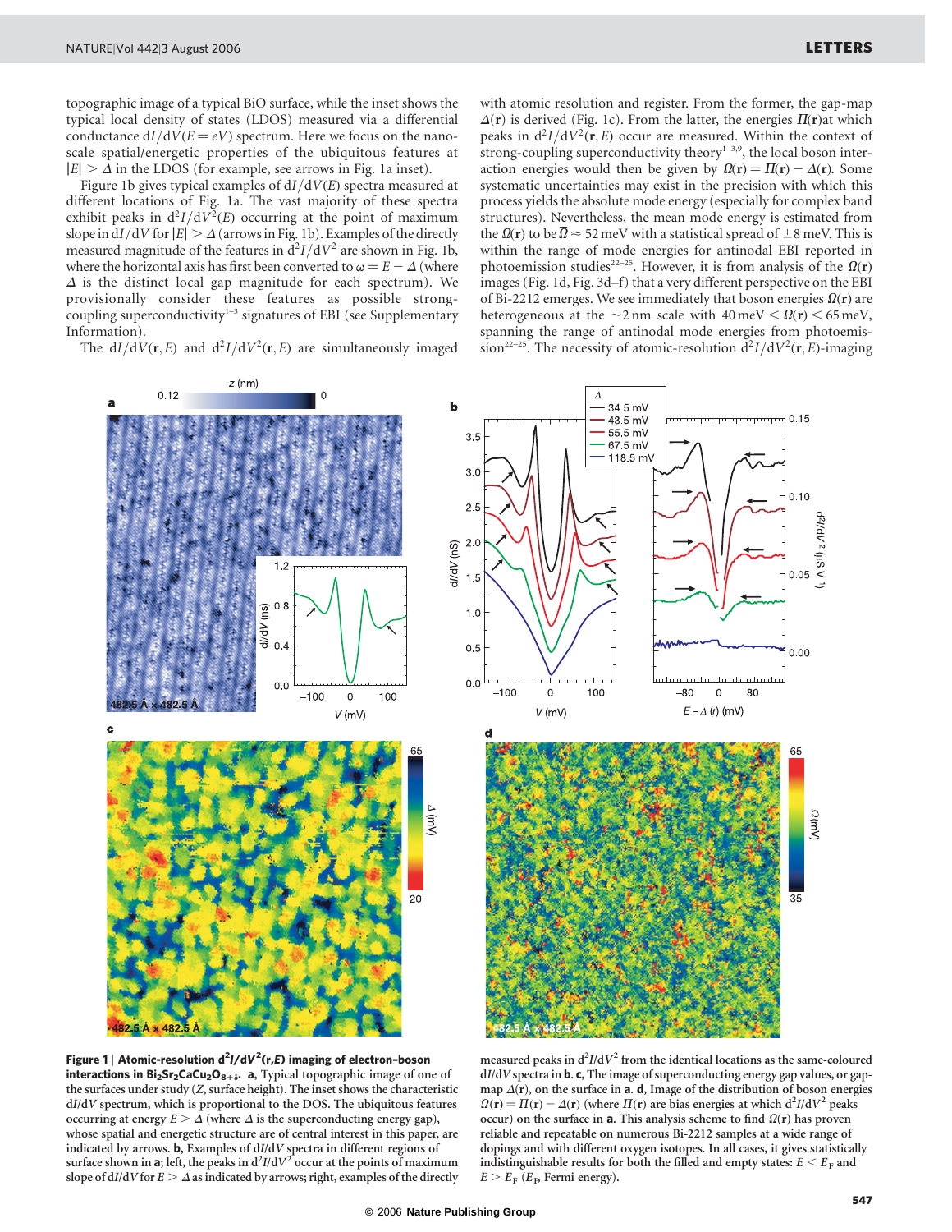topographic image of a typical BiO surface, while the inset shows the typical local density of states (LDOS) measured via a differential conductance $dI/dV(E = eV)$ spectrum. Here we focus on the nanoscale spatial/energetic properties of the ubiquitous features at $|E| > \Delta$ in the LDOS (for example, see arrows in Fig. 1a inset).

Figure 1b gives typical examples of $dI/dV(E)$ spectra measured at different locations of Fig. 1a. The vast majority of these spectra exhibit peaks in $d^2I/dV^2(E)$ occurring at the point of maximum slope in $dI/dV$ for $|E| > \Delta$ (arrows in Fig. 1b). Examples of the directly measured magnitude of the features in $d^2I/dV^2$ are shown in Fig. 1b, where the horizontal axis has first been converted to $\omega = E - \Delta$ (where $\Delta$ is the distinct local gap magnitude for each spectrum). We provisionally consider these features as possible strong-coupling superconductivity[1–3] signatures of EBI (see Supplementary Information).

The $dI/dV(\mathbf{r}, E)$ and $d^2I/dV^2(\mathbf{r}, E)$ are simultaneously imaged with atomic resolution and register. From the former, the gap-map $\Delta(\mathbf{r})$ is derived (Fig. 1c). From the latter, the energies $\Pi(\mathbf{r})$at which peaks in $d^2I/dV^2(\mathbf{r}, E)$ occur are measured. Within the context of strong-coupling superconductivity theory[1–3,9], the local boson interaction energies would then be given by $\Omega(\mathbf{r}) = \Pi(\mathbf{r}) - \Delta(\mathbf{r})$. Some systematic uncertainties may exist in the precision with which this process yields the absolute mode energy (especially for complex band structures). Nevertheless, the mean mode energy is estimated from the $\Omega(\mathbf{r})$ to be $\bar{\Omega} \approx 52$ meV with a statistical spread of $\pm 8$ meV. This is within the range of mode energies for antinodal EBI reported in photoemission studies[22–25]. However, it is from analysis of the $\Omega(\mathbf{r})$ images (Fig. 1d, Fig. 3d–f) that a very different perspective on the EBI of Bi-2212 emerges. We see immediately that boson energies $\Omega(\mathbf{r})$ are heterogeneous at the ~2 nm scale with 40 meV < $\Omega(\mathbf{r})$ < 65 meV, spanning the range of antinodal mode energies from photoemission[22–25]. The necessity of atomic-resolution $d^2I/dV^2(\mathbf{r}, E)$-imaging

**Figure 1 | Atomic-resolution $d^2I/dV^2(\mathbf{r}, E)$ imaging of electron–boson interactions in $Bi_2Sr_2CaCu_2O_{8+\delta}$.** **a**, Typical topographic image of one of the surfaces under study ($Z$, surface height). The inset shows the characteristic $dI/dV$ spectrum, which is proportional to the DOS. The ubiquitous features occurring at energy $E > \Delta$ (where $\Delta$ is the superconducting energy gap), whose spatial and energetic structure are of central interest in this paper, are indicated by arrows. **b**, Examples of $dI/dV$ spectra in different regions of surface shown in **a**; left, the peaks in $d^2I/dV^2$ occur at the points of maximum slope of $dI/dV$ for $E > \Delta$ as indicated by arrows; right, examples of the directly measured peaks in $d^2I/dV^2$ from the identical locations as the same-coloured $dI/dV$ spectra in **b**. **c**, The image of superconducting energy gap values, or gap-map $\Delta(\mathbf{r})$, on the surface in **a**. **d**, Image of the distribution of boson energies $\Omega(\mathbf{r}) = \Pi(\mathbf{r}) - \Delta(\mathbf{r})$ (where $\Pi(\mathbf{r})$ are bias energies at which $d^2I/dV^2$ peaks occur) on the surface in **a**. This analysis scheme to find $\Omega(\mathbf{r})$ has proven reliable and repeatable on numerous Bi-2212 samples at a wide range of dopings and with different oxygen isotopes. In all cases, it gives statistically indistinguishable results for both the filled and empty states: $E < E_F$ and $E > E_F$ ($E_F$, Fermi energy).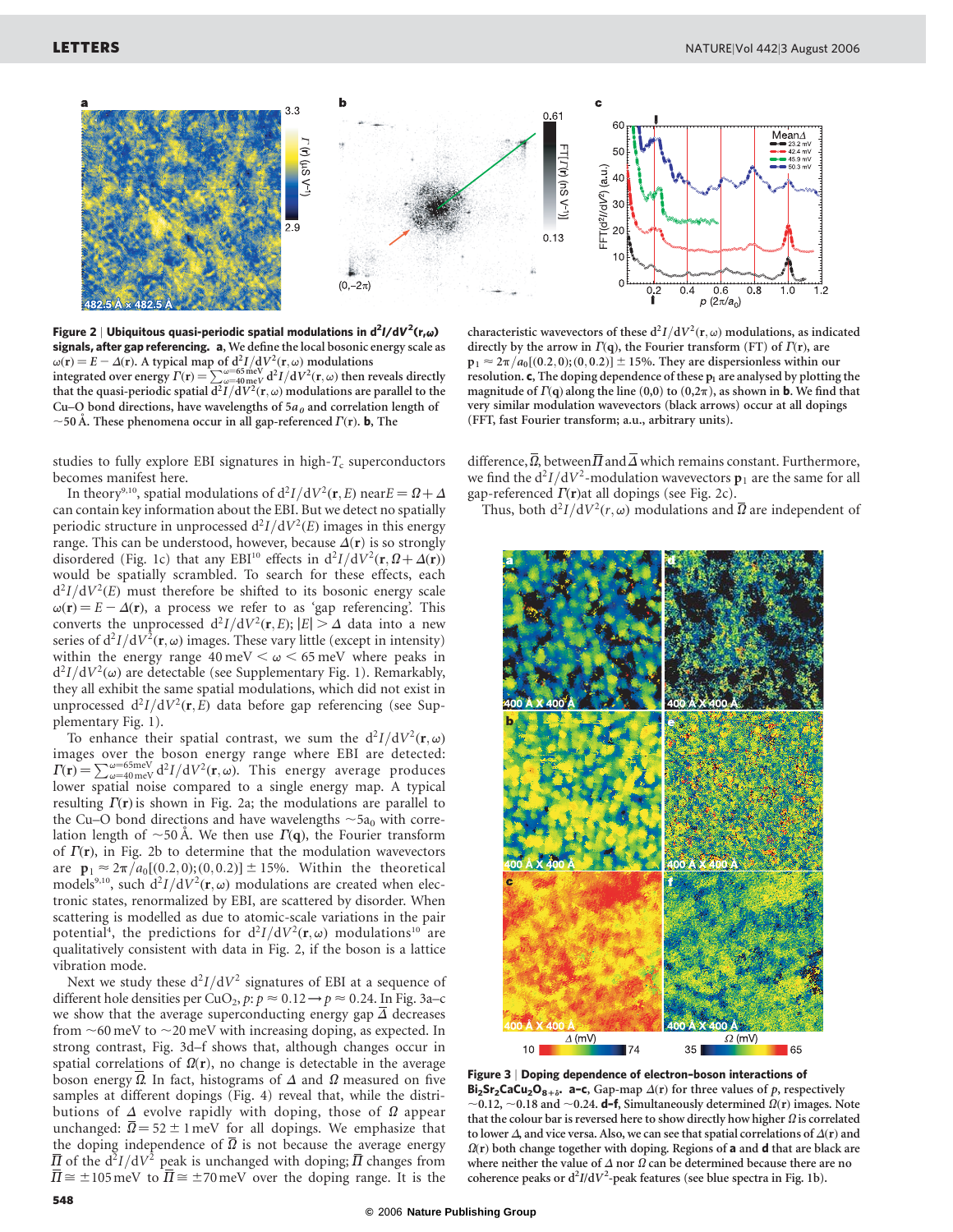**Figure 2 | Ubiquitous quasi-periodic spatial modulations in $d^2I/dV^2(\mathbf{r},\omega)$ signals, after gap referencing. a,** We define the local bosonic energy scale as $\omega(\mathbf{r}) = E - \Delta(\mathbf{r})$. A typical map of $d^2I/dV^2(\mathbf{r},\omega)$ modulations integrated over energy $\Gamma(\mathbf{r}) = \sum_{\omega=40\,\mathrm{meV}}^{\omega=65\,\mathrm{meV}} d^2I/dV^2(\mathbf{r},\omega)$ then reveals directly that the quasi-periodic spatial $d^2I/dV^2(\mathbf{r},\omega)$ modulations are parallel to the Cu–O bond directions, have wavelengths of $5a_0$ and correlation length of ~50 Å. These phenomena occur in all gap-referenced $\Gamma(\mathbf{r})$. **b,** The characteristic wavevectors of these $d^2I/dV^2(\mathbf{r},\omega)$ modulations, as indicated directly by the arrow in $\Gamma(\mathbf{q})$, the Fourier transform (FT) of $\Gamma(\mathbf{r})$, are $\mathbf{p}_1 \approx 2\pi/a_0[(0.2,0);(0,0.2)] \pm 15\%$. They are dispersionless within our resolution. **c,** The doping dependence of these $\mathbf{p}_1$ are analysed by plotting the magnitude of $\Gamma(\mathbf{q})$ along the line (0,0) to (0,2π), as shown in **b**. We find that very similar modulation wavevectors (black arrows) occur at all dopings (FFT, fast Fourier transform; a.u., arbitrary units).

studies to fully explore EBI signatures in high-$T_c$ superconductors becomes manifest here.

In theory[9,10], spatial modulations of $d^2I/dV^2(\mathbf{r},E)$ near $E = \Omega + \Delta$ can contain key information about the EBI. But we detect no spatially periodic structure in unprocessed $d^2I/dV^2(E)$ images in this energy range. This can be understood, however, because $\Delta(\mathbf{r})$ is so strongly disordered (Fig. 1c) that any EBI[10] effects in $d^2I/dV^2(\mathbf{r},\Omega+\Delta(\mathbf{r}))$ would be spatially scrambled. To search for these effects, each $d^2I/dV^2(E)$ must therefore be shifted to its bosonic energy scale $\omega(\mathbf{r}) = E - \Delta(\mathbf{r})$, a process we refer to as 'gap referencing'. This converts the unprocessed $d^2I/dV^2(\mathbf{r},E)$; $|E| > \Delta$ data into a new series of $d^2I/dV^2(\mathbf{r},\omega)$ images. These vary little (except in intensity) within the energy range $40\,\mathrm{meV} < \omega < 65\,\mathrm{meV}$ where peaks in $d^2I/dV^2(\omega)$ are detectable (see Supplementary Fig. 1). Remarkably, they all exhibit the same spatial modulations, which did not exist in unprocessed $d^2I/dV^2(\mathbf{r},E)$ data before gap referencing (see Supplementary Fig. 1).

To enhance their spatial contrast, we sum the $d^2I/dV^2(\mathbf{r},\omega)$ images over the boson energy range where EBI are detected: $\Gamma(\mathbf{r}) = \sum_{\omega=40\,\mathrm{meV}}^{\omega=65\,\mathrm{meV}} d^2I/dV^2(\mathbf{r},\omega)$. This energy average produces lower spatial noise compared to a single energy map. A typical resulting $\Gamma(\mathbf{r})$ is shown in Fig. 2a; the modulations are parallel to the Cu–O bond directions and have wavelengths ~$5a_0$ with correlation length of ~50 Å. We then use $\Gamma(\mathbf{q})$, the Fourier transform of $\Gamma(\mathbf{r})$, in Fig. 2b to determine that the modulation wavevectors are $\mathbf{p}_1 \approx 2\pi/a_0[(0.2,0);(0,0.2)] \pm 15\%$. Within the theoretical models[9,10], such $d^2I/dV^2(\mathbf{r},\omega)$ modulations are created when electronic states, renormalized by EBI, are scattered by disorder. When scattering is modelled as due to atomic-scale variations in the pair potential[4], the predictions for $d^2I/dV^2(\mathbf{r},\omega)$ modulations[10] are qualitatively consistent with data in Fig. 2, if the boson is a lattice vibration mode.

Next we study these $d^2I/dV^2$ signatures of EBI at a sequence of different hole densities per $CuO_2$, $p$: $p \approx 0.12 \rightarrow p \approx 0.24$. In Fig. 3a–c we show that the average superconducting energy gap $\bar{\Delta}$ decreases from ~60 meV to ~20 meV with increasing doping, as expected. In strong contrast, Fig. 3d–f shows that, although changes occur in spatial correlations of $\Omega(\mathbf{r})$, no change is detectable in the average boson energy $\bar{\Omega}$. In fact, histograms of $\Delta$ and $\Omega$ measured on five samples at different dopings (Fig. 4) reveal that, while the distributions of $\Delta$ evolve rapidly with doping, those of $\Omega$ appear unchanged: $\bar{\Omega} = 52 \pm 1\,\mathrm{meV}$ for all dopings. We emphasize that the doping independence of $\bar{\Omega}$ is not because the average energy $\bar{\Pi}$ of the $d^2I/dV^2$ peak is unchanged with doping; $\bar{\Pi}$ changes from $\bar{\Pi} \cong \pm 105\,\mathrm{meV}$ to $\bar{\Pi} \cong \pm 70\,\mathrm{meV}$ over the doping range. It is the difference, $\bar{\Omega}$, between $\bar{\Pi}$ and $\bar{\Delta}$ which remains constant. Furthermore, we find the $d^2I/dV^2$-modulation wavevectors $\mathbf{p}_1$ are the same for all gap-referenced $\Gamma(\mathbf{r})$ at all dopings (see Fig. 2c).

Thus, both $d^2I/dV^2(r,\omega)$ modulations and $\bar{\Omega}$ are independent of

**Figure 3 | Doping dependence of electron–boson interactions of $Bi_2Sr_2CaCu_2O_{8+\delta}$. a–c,** Gap-map $\Delta(\mathbf{r})$ for three values of $p$, respectively ~0.12, ~0.18 and ~0.24. **d–f,** Simultaneously determined $\Omega(\mathbf{r})$ images. Note that the colour bar is reversed here to show directly how higher $\Omega$ is correlated to lower $\Delta$, and vice versa. Also, we can see that spatial correlations of $\Delta(\mathbf{r})$ and $\Omega(\mathbf{r})$ both change together with doping. Regions of **a** and **d** that are black are where neither the value of $\Delta$ nor $\Omega$ can be determined because there are no coherence peaks or $d^2I/dV^2$-peak features (see blue spectra in Fig. 1b).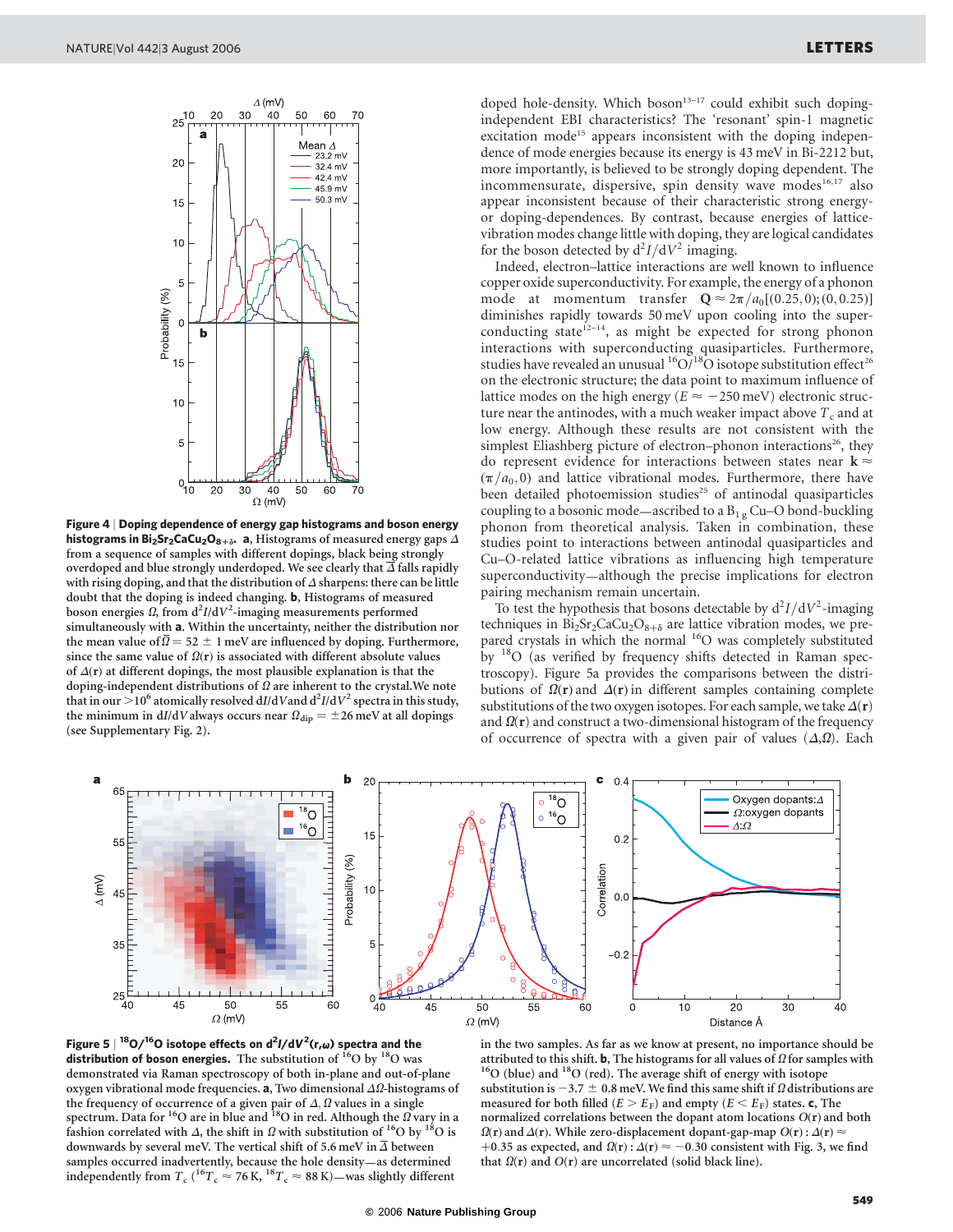**Figure 4 | Doping dependence of energy gap histograms and boson energy histograms in $Bi_2Sr_2CaCu_2O_{8+\delta}$.** **a**, Histograms of measured energy gaps $\Delta$ from a sequence of samples with different dopings, black being strongly overdoped and blue strongly underdoped. We see clearly that $\bar{\Delta}$ falls rapidly with rising doping, and that the distribution of $\Delta$ sharpens: there can be little doubt that the doping is indeed changing. **b**, Histograms of measured boson energies $\Omega$, from $d^2I/dV^2$-imaging measurements performed simultaneously with **a**. Within the uncertainty, neither the distribution nor the mean value of $\bar{\Omega} = 52 \pm 1$ meV are influenced by doping. Furthermore, since the same value of $\Omega(\mathbf{r})$ is associated with different absolute values of $\Delta(\mathbf{r})$ at different dopings, the most plausible explanation is that the doping-independent distributions of $\Omega$ are inherent to the crystal. We note that in our $>10^6$ atomically resolved $dI/dV$ and $d^2I/dV^2$ spectra in this study, the minimum in $dI/dV$ always occurs near $\Omega_{dip} = \pm 26$ meV at all dopings (see Supplementary Fig. 2).

doped hole-density. Which boson[13–17] could exhibit such doping-independent EBI characteristics? The 'resonant' spin-1 magnetic excitation mode[15] appears inconsistent with the doping independence of mode energies because its energy is 43 meV in Bi-2212 but, more importantly, is believed to be strongly doping dependent. The incommensurate, dispersive, spin density wave modes[16,17] also appear inconsistent because of their characteristic strong energy- or doping-dependences. By contrast, because energies of lattice-vibration modes change little with doping, they are logical candidates for the boson detected by $d^2I/dV^2$ imaging.

Indeed, electron–lattice interactions are well known to influence copper oxide superconductivity. For example, the energy of a phonon mode at momentum transfer $\mathbf{Q} \approx 2\pi/a_0[(0.25, 0); (0, 0.25)]$ diminishes rapidly towards 50 meV upon cooling into the superconducting state[12–14], as might be expected for strong phonon interactions with superconducting quasiparticles. Furthermore, studies have revealed an unusual $^{16}O/^{18}O$ isotope substitution effect[26] on the electronic structure; the data point to maximum influence of lattice modes on the high energy ($E \approx -250$ meV) electronic structure near the antinodes, with a much weaker impact above $T_c$ and at low energy. Although these results are not consistent with the simplest Eliashberg picture of electron–phonon interactions[26], they do represent evidence for interactions between states near $\mathbf{k} \approx (\pi/a_0, 0)$ and lattice vibrational modes. Furthermore, there have been detailed photoemission studies[25] of antinodal quasiparticles coupling to a bosonic mode—ascribed to a $B_{1g}$ Cu–O bond-buckling phonon from theoretical analysis. Taken in combination, these studies point to interactions between antinodal quasiparticles and Cu–O-related lattice vibrations as influencing high temperature superconductivity—although the precise implications for electron pairing mechanism remain uncertain.

To test the hypothesis that bosons detectable by $d^2I/dV^2$-imaging techniques in $Bi_2Sr_2CaCu_2O_{8+\delta}$ are lattice vibration modes, we prepared crystals in which the normal $^{16}O$ was completely substituted by $^{18}O$ (as verified by frequency shifts detected in Raman spectroscopy). Figure 5a presents the comparisons between the distributions of $\Omega(\mathbf{r})$ and $\Delta(\mathbf{r})$ in different samples containing complete substitutions of the two oxygen isotopes. For each sample, we take $\Delta(\mathbf{r})$ and $\Omega(\mathbf{r})$ and construct a two-dimensional histogram of the frequency of occurrence of spectra with a given pair of values $(\Delta, \Omega)$. Each

**Figure 5 | $^{18}O/^{16}O$ isotope effects on $d^2I/dV^2(\mathbf{r},\omega)$ spectra and the distribution of boson energies.** The substitution of $^{16}O$ by $^{18}O$ was demonstrated via Raman spectroscopy of both in-plane and out-of-plane oxygen vibrational mode frequencies. **a**, Two dimensional $\Delta\Omega$-histograms of the frequency of occurrence of a given pair of $\Delta$, $\Omega$ values in a single spectrum. Data for $^{16}O$ are in blue and $^{18}O$ in red. Although the $\Omega$ vary in a fashion correlated with $\Delta$, the shift in $\Omega$ with substitution of $^{16}O$ by $^{18}O$ is downwards by several meV. The vertical shift of 5.6 meV in $\bar{\Delta}$ between samples occurred inadvertently, because the hole density—as determined independently from $T_c$ ($^{16}T_c \approx 76$ K, $^{18}T_c \approx 88$ K)—was slightly different in the two samples. As far as we know at present, no importance should be attributed to this shift. **b**, The histograms for all values of $\Omega$ for samples with $^{16}O$ (blue) and $^{18}O$ (red). The average shift of energy with isotope substitution is $-3.7 \pm 0.8$ meV. We find this same shift if $\Omega$ distributions are measured for both filled ($E > E_F$) and empty ($E < E_F$) states. **c**, The normalized correlations between the dopant atom locations $O(\mathbf{r})$ and both $\Omega(\mathbf{r})$ and $\Delta(\mathbf{r})$. While zero-displacement dopant-gap-map $O(\mathbf{r}) : \Delta(\mathbf{r}) \approx +0.35$ as expected, and $\Omega(\mathbf{r}) : \Delta(\mathbf{r}) \approx -0.30$ consistent with Fig. 3, we find that $\Omega(\mathbf{r})$ and $O(\mathbf{r})$ are uncorrelated (solid black line).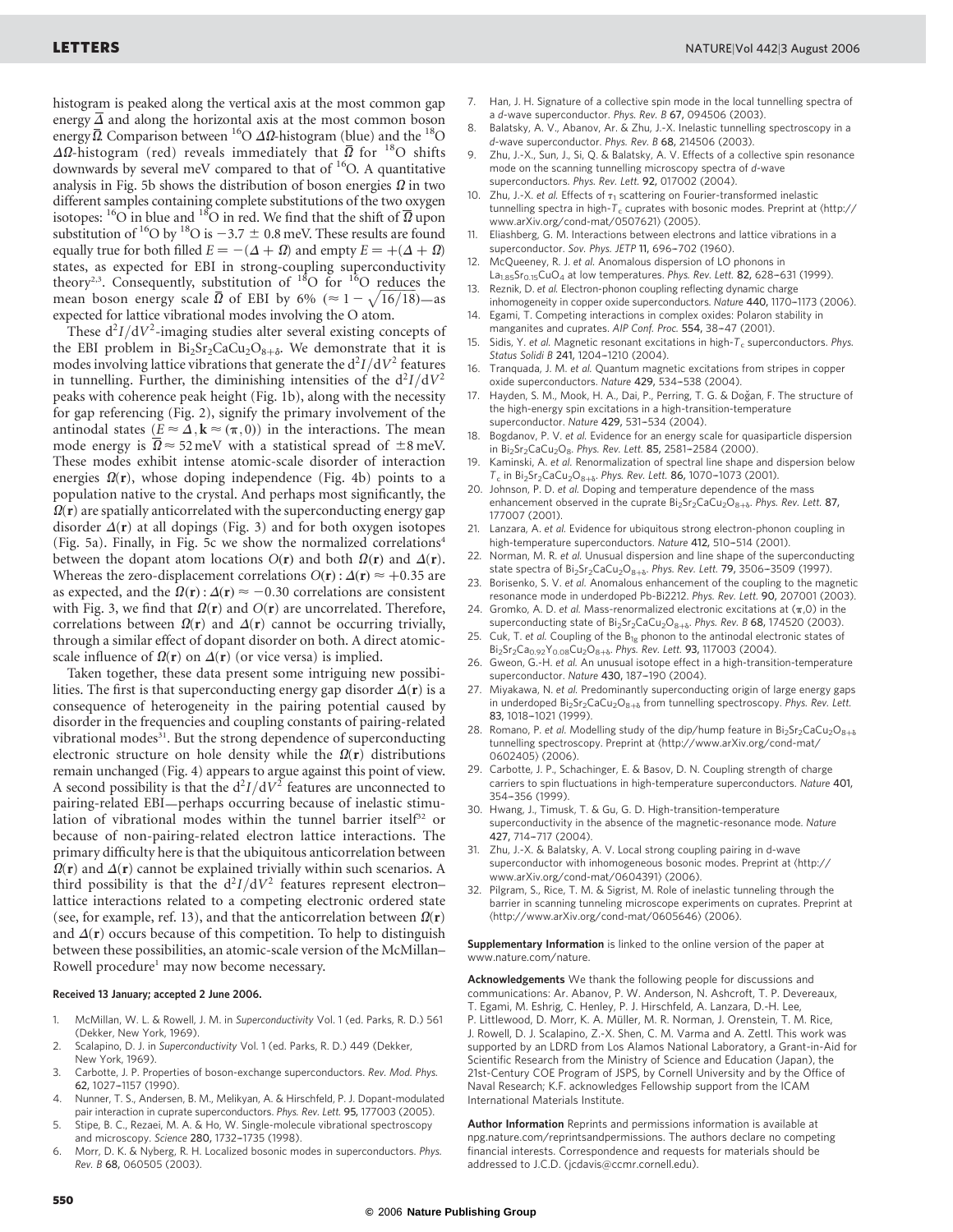histogram is peaked along the vertical axis at the most common gap energy $\bar{\Delta}$ and along the horizontal axis at the most common boson energy $\bar{\Omega}$. Comparison between $^{16}$O $\Delta\Omega$-histogram (blue) and the $^{18}$O $\Delta\Omega$-histogram (red) reveals immediately that $\bar{\Omega}$ for $^{18}$O shifts downwards by several meV compared to that of $^{16}$O. A quantitative analysis in Fig. 5b shows the distribution of boson energies $\Omega$ in two different samples containing complete substitutions of the two oxygen isotopes: $^{16}$O in blue and $^{18}$O in red. We find that the shift of $\bar{\Omega}$ upon substitution of $^{16}$O by $^{18}$O is $-3.7 \pm 0.8$ meV. These results are found equally true for both filled $E = -(\Delta + \Omega)$ and empty $E = +(\Delta + \Omega)$ states, as expected for EBI in strong-coupling superconductivity theory[2,3]. Consequently, substitution of $^{18}$O for $^{16}$O reduces the mean boson energy scale $\bar{\Omega}$ of EBI by 6% ($\approx 1 - \sqrt{16/18}$)—as expected for lattice vibrational modes involving the O atom.

These $d^2I/dV^2$-imaging studies alter several existing concepts of the EBI problem in $Bi_2Sr_2CaCu_2O_{8+\delta}$. We demonstrate that it is modes involving lattice vibrations that generate the $d^2I/dV^2$ features in tunnelling. Further, the diminishing intensities of the $d^2I/dV^2$ peaks with coherence peak height (Fig. 1b), along with the necessity for gap referencing (Fig. 2), signify the primary involvement of the antinodal states ($E \approx \Delta, \mathbf{k} \approx (\pi, 0)$) in the interactions. The mean mode energy is $\bar{\Omega} \approx 52$ meV with a statistical spread of $\pm 8$ meV. These modes exhibit intense atomic-scale disorder of interaction energies $\Omega(\mathbf{r})$, whose doping independence (Fig. 4b) points to a population native to the crystal. And perhaps most significantly, the $\Omega(\mathbf{r})$ are spatially anticorrelated with the superconducting energy gap disorder $\Delta(\mathbf{r})$ at all dopings (Fig. 3) and for both oxygen isotopes (Fig. 5a). Finally, in Fig. 5c we show the normalized correlations[4] between the dopant atom locations $O(\mathbf{r})$ and both $\Omega(\mathbf{r})$ and $\Delta(\mathbf{r})$. Whereas the zero-displacement correlations $O(\mathbf{r}) : \Delta(\mathbf{r}) \approx +0.35$ are as expected, and the $\Omega(\mathbf{r}) : \Delta(\mathbf{r}) \approx -0.30$ correlations are consistent with Fig. 3, we find that $\Omega(\mathbf{r})$ and $O(\mathbf{r})$ are uncorrelated. Therefore, correlations between $\Omega(\mathbf{r})$ and $\Delta(\mathbf{r})$ cannot be occurring trivially, through a similar effect of dopant disorder on both. A direct atomic-scale influence of $\Omega(\mathbf{r})$ on $\Delta(\mathbf{r})$ (or vice versa) is implied.

Taken together, these data present some intriguing new possibilities. The first is that superconducting energy gap disorder $\Delta(\mathbf{r})$ is a consequence of heterogeneity in the pairing potential caused by disorder in the frequencies and coupling constants of pairing-related vibrational modes[31]. But the strong dependence of superconducting electronic structure on hole density while the $\Omega(\mathbf{r})$ distributions remain unchanged (Fig. 4) appears to argue against this point of view. A second possibility is that the $d^2I/dV^2$ features are unconnected to pairing-related EBI—perhaps occurring because of inelastic stimulation of vibrational modes within the tunnel barrier itself[32] or because of non-pairing-related electron lattice interactions. The primary difficulty here is that the ubiquitous anticorrelation between $\Omega(\mathbf{r})$ and $\Delta(\mathbf{r})$ cannot be explained trivially within such scenarios. A third possibility is that the $d^2I/dV^2$ features represent electron–lattice interactions related to a competing electronic ordered state (see, for example, ref. 13), and that the anticorrelation between $\Omega(\mathbf{r})$ and $\Delta(\mathbf{r})$ occurs because of this competition. To help to distinguish between these possibilities, an atomic-scale version of the McMillan–Rowell procedure[1] may now become necessary.

**Received 13 January; accepted 2 June 2006.**

1. McMillan, W. L. & Rowell, J. M. in *Superconductivity* Vol. 1 (ed. Parks, R. D.) 561 (Dekker, New York, 1969).
2. Scalapino, D. J. in *Superconductivity* Vol. 1 (ed. Parks, R. D.) 449 (Dekker, New York, 1969).
3. Carbotte, J. P. Properties of boson-exchange superconductors. *Rev. Mod. Phys.* **62,** 1027–1157 (1990).
4. Nunner, T. S., Andersen, B. M., Melikyan, A. & Hirschfeld, P. J. Dopant-modulated pair interaction in cuprate superconductors. *Phys. Rev. Lett.* **95,** 177003 (2005).
5. Stipe, B. C., Rezaei, M. A. & Ho, W. Single-molecule vibrational spectroscopy and microscopy. *Science* **280,** 1732–1735 (1998).
6. Morr, D. K. & Nyberg, R. H. Localized bosonic modes in superconductors. *Phys. Rev. B* **68,** 060505 (2003).
7. Han, J. H. Signature of a collective spin mode in the local tunnelling spectra of a *d*-wave superconductor. *Phys. Rev. B* **67,** 094506 (2003).
8. Balatsky, A. V., Abanov, Ar. & Zhu, J.-X. Inelastic tunnelling spectroscopy in a *d*-wave superconductor. *Phys. Rev. B* **68,** 214506 (2003).
9. Zhu, J.-X., Sun, J., Si, Q. & Balatsky, A. V. Effects of a collective spin resonance mode on the scanning tunnelling microscopy spectra of *d*-wave superconductors. *Phys. Rev. Lett.* **92,** 017002 (2004).
10. Zhu, J.-X. *et al.* Effects of $\tau_1$ scattering on Fourier-transformed inelastic tunnelling spectra in high-$T_c$ cuprates with bosonic modes. Preprint at ⟨http://www.arXiv.org/cond-mat/0507621⟩ (2005).
11. Eliashberg, G. M. Interactions between electrons and lattice vibrations in a superconductor. *Sov. Phys. JETP* **11,** 696–702 (1960).
12. McQueeney, R. J. *et al.* Anomalous dispersion of LO phonons in $La_{1.85}Sr_{0.15}CuO_4$ at low temperatures. *Phys. Rev. Lett.* **82,** 628–631 (1999).
13. Reznik, D. *et al.* Electron-phonon coupling reflecting dynamic charge inhomogeneity in copper oxide superconductors. *Nature* **440,** 1170–1173 (2006).
14. Egami, T. Competing interactions in complex oxides: Polaron stability in manganites and cuprates. *AIP Conf. Proc.* **554,** 38–47 (2001).
15. Sidis, Y. *et al.* Magnetic resonant excitations in high-$T_c$ superconductors. *Phys. Status Solidi B* **241,** 1204–1210 (2004).
16. Tranquada, J. M. *et al.* Quantum magnetic excitations from stripes in copper oxide superconductors. *Nature* **429,** 534–538 (2004).
17. Hayden, S. M., Mook, H. A., Dai, P., Perring, T. G. & Doğan, F. The structure of the high-energy spin excitations in a high-transition-temperature superconductor. *Nature* **429,** 531–534 (2004).
18. Bogdanov, P. V. *et al.* Evidence for an energy scale for quasiparticle dispersion in $Bi_2Sr_2CaCu_2O_8$. *Phys. Rev. Lett.* **85,** 2581–2584 (2000).
19. Kaminski, A. *et al.* Renormalization of spectral line shape and dispersion below $T_c$ in $Bi_2Sr_2CaCu_2O_{8+\delta}$. *Phys. Rev. Lett.* **86,** 1070–1073 (2001).
20. Johnson, P. D. *et al.* Doping and temperature dependence of the mass enhancement observed in the cuprate $Bi_2Sr_2CaCu_2O_{8+\delta}$. *Phys. Rev. Lett.* **87,** 177007 (2001).
21. Lanzara, A. *et al.* Evidence for ubiquitous strong electron-phonon coupling in high-temperature superconductors. *Nature* **412,** 510–514 (2001).
22. Norman, M. R. *et al.* Unusual dispersion and line shape of the superconducting state spectra of $Bi_2Sr_2CaCu_2O_{8+\delta}$. *Phys. Rev. Lett.* **79,** 3506–3509 (1997).
23. Borisenko, S. V. *et al.* Anomalous enhancement of the coupling to the magnetic resonance mode in underdoped Pb-Bi2212. *Phys. Rev. Lett.* **90,** 207001 (2003).
24. Gromko, A. D. *et al.* Mass-renormalized electronic excitations at $(\pi,0)$ in the superconducting state of $Bi_2Sr_2CaCu_2O_{8+\delta}$. *Phys. Rev. B* **68,** 174520 (2003).
25. Cuk, T. *et al.* Coupling of the $B_{1g}$ phonon to the antinodal electronic states of $Bi_2Sr_2Ca_{0.92}Y_{0.08}Cu_2O_{8+\delta}$. *Phys. Rev. Lett.* **93,** 117003 (2004).
26. Gweon, G.-H. *et al.* An unusual isotope effect in a high-transition-temperature superconductor. *Nature* **430,** 187–190 (2004).
27. Miyakawa, N. *et al.* Predominantly superconducting origin of large energy gaps in underdoped $Bi_2Sr_2CaCu_2O_{8+\delta}$ from tunnelling spectroscopy. *Phys. Rev. Lett.* **83,** 1018–1021 (1999).
28. Romano, P. *et al.* Modelling study of the dip/hump feature in $Bi_2Sr_2CaCu_2O_{8+\delta}$ tunnelling spectroscopy. Preprint at ⟨http://www.arXiv.org/cond-mat/0602405⟩ (2006).
29. Carbotte, J. P., Schachinger, E. & Basov, D. N. Coupling strength of charge carriers to spin fluctuations in high-temperature superconductors. *Nature* **401,** 354–356 (1999).
30. Hwang, J., Timusk, T. & Gu, G. D. High-transition-temperature superconductivity in the absence of the magnetic-resonance mode. *Nature* **427,** 714–717 (2004).
31. Zhu, J.-X. & Balatsky, A. V. Local strong coupling pairing in d-wave superconductor with inhomogeneous bosonic modes. Preprint at ⟨http://www.arXiv.org/cond-mat/0604391⟩ (2006).
32. Pilgram, S., Rice, T. M. & Sigrist, M. Role of inelastic tunneling through the barrier in scanning tunneling microscope experiments on cuprates. Preprint at ⟨http://www.arXiv.org/cond-mat/0605646⟩ (2006).

**Supplementary Information** is linked to the online version of the paper at www.nature.com/nature.

**Acknowledgements** We thank the following people for discussions and communications: Ar. Abanov, P. W. Anderson, N. Ashcroft, T. P. Devereaux, T. Egami, M. Eshrig, C. Henley, P. J. Hirschfeld, A. Lanzara, D.-H. Lee, P. Littlewood, D. Morr, K. A. Müller, M. R. Norman, J. Orenstein, T. M. Rice, J. Rowell, D. J. Scalapino, Z.-X. Shen, C. M. Varma and A. Zettl. This work was supported by an LDRD from Los Alamos National Laboratory, a Grant-in-Aid for Scientific Research from the Ministry of Science and Education (Japan), the 21st-Century COE Program of JSPS, by Cornell University and by the Office of Naval Research; K.F. acknowledges Fellowship support from the ICAM International Materials Institute.

**Author Information** Reprints and permissions information is available at npg.nature.com/reprintsandpermissions. The authors declare no competing financial interests. Correspondence and requests for materials should be addressed to J.C.D. (jcdavis@ccmr.cornell.edu).